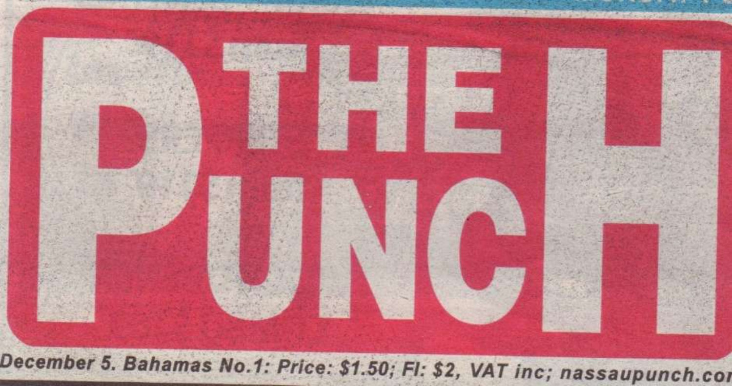# THE PUNCH

December 5. Bahamas No.1: Price: $1.50; FI: $2, VAT inc; nassaupunch.com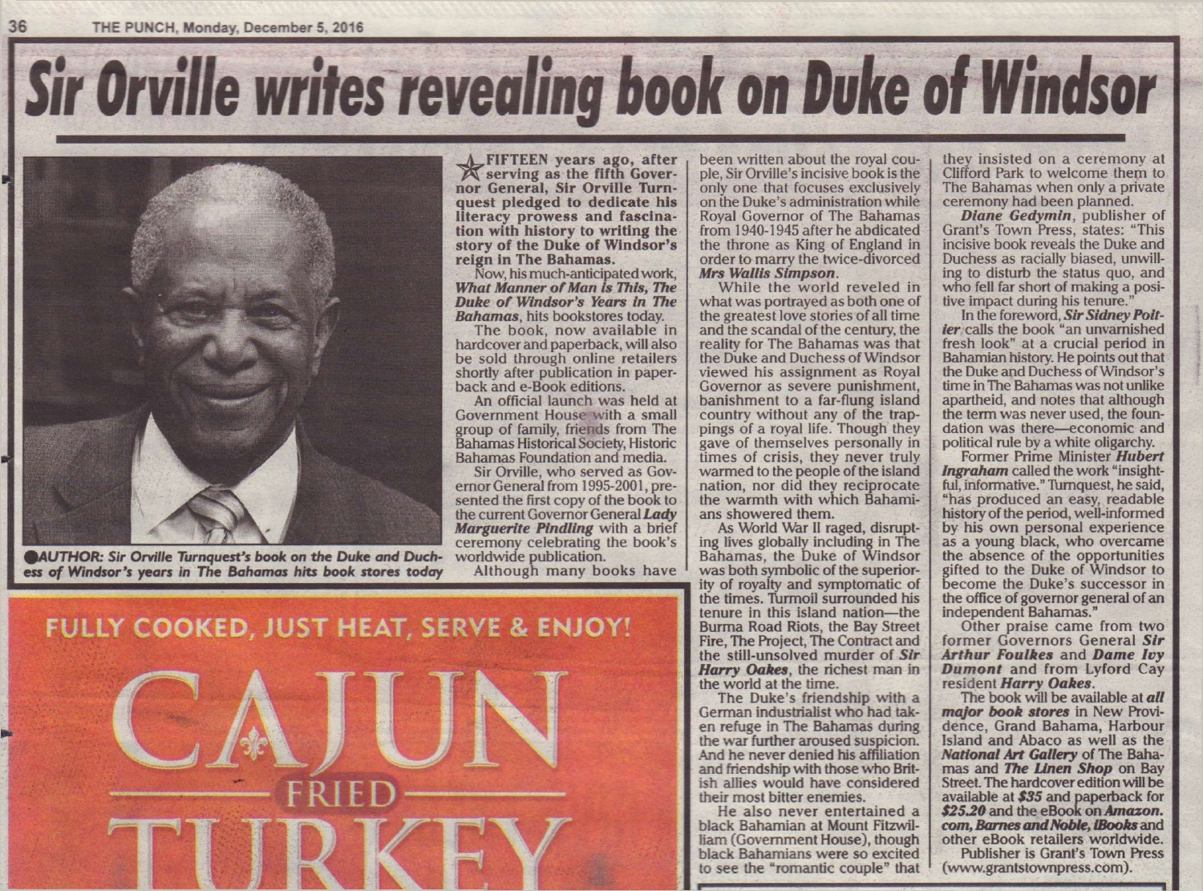# Sir Orville writes revealing book on Duke of Windsor

**AUTHOR:** *Sir Orville Turnquest's book on the Duke and Duchess of Windsor's years in The Bahamas hits book stores today*

**FIFTEEN years ago, after serving as the fifth Governor General, Sir Orville Turnquest pledged to dedicate his literacy prowess and fascination with history to writing the story of the Duke of Windsor's reign in The Bahamas.**

Now, his much-anticipated work, ***What Manner of Man is This, The Duke of Windsor's Years in The Bahamas***, hits bookstores today.

The book, now available in hardcover and paperback, will also be sold through online retailers shortly after publication in paperback and e-Book editions.

An official launch was held at Government House with a small group of family, friends from The Bahamas Historical Society, Historic Bahamas Foundation and media.

Sir Orville, who served as Governor General from 1995-2001, presented the first copy of the book to the current Governor General ***Lady Marguerite Pindling*** with a brief ceremony celebrating the book's worldwide publication.

Although many books have been written about the royal couple, Sir Orville's incisive book is the only one that focuses exclusively on the Duke's administration while Royal Governor of The Bahamas from 1940-1945 after he abdicated the throne as King of England in order to marry the twice-divorced ***Mrs Wallis Simpson***.

While the world reveled in what was portrayed as both one of the greatest love stories of all time and the scandal of the century, the reality for The Bahamas was that the Duke and Duchess of Windsor viewed his assignment as Royal Governor as severe punishment, banishment to a far-flung island country without any of the trappings of a royal life. Though they gave of themselves personally in times of crisis, they never truly warmed to the people of the island nation, nor did they reciprocate the warmth with which Bahamians showered them.

As World War II raged, disrupting lives globally including in The Bahamas, the Duke of Windsor was both symbolic of the superiority of royalty and symptomatic of the times. Turmoil surrounded his tenure in this island nation—the Burma Road Riots, the Bay Street Fire, The Project, The Contract and the still-unsolved murder of ***Sir Harry Oakes***, the richest man in the world at the time.

The Duke's friendship with a German industrialist who had taken refuge in The Bahamas during the war further aroused suspicion. And he never denied his affiliation and friendship with those who British allies would have considered their most bitter enemies.

He also never entertained a black Bahamian at Mount Fitzwilliam (Government House), though black Bahamians were so excited to see the "romantic couple" that they insisted on a ceremony at Clifford Park to welcome them to The Bahamas when only a private ceremony had been planned.

***Diane Gedymin***, publisher of Grant's Town Press, states: "This incisive book reveals the Duke and Duchess as racially biased, unwilling to disturb the status quo, and who fell far short of making a positive impact during his tenure."

In the foreword, ***Sir Sidney Poitier*** calls the book "an unvarnished fresh look" at a crucial period in Bahamian history. He points out that the Duke and Duchess of Windsor's time in The Bahamas was not unlike apartheid, and notes that although the term was never used, the foundation was there—economic and political rule by a white oligarchy.

Former Prime Minister ***Hubert Ingraham*** called the work "insightful, informative." Turnquest, he said, "has produced an easy, readable history of the period, well-informed by his own personal experience as a young black, who overcame the absence of the opportunities gifted to the Duke of Windsor to become the Duke's successor in the office of governor general of an independent Bahamas."

Other praise came from two former Governors General ***Sir Arthur Foulkes*** and ***Dame Ivy Dumont*** and from Lyford Cay resident ***Harry Oakes***.

The book will be available at ***all major book stores*** in New Providence, Grand Bahama, Harbour Island and Abaco as well as the ***National Art Gallery*** of The Bahamas and ***The Linen Shop*** on Bay Street. The hardcover edition will be available at ***$35*** and paperback for ***$25.20*** and the eBook on ***Amazon.com, Barnes and Noble, iBooks*** and other eBook retailers worldwide.

Publisher is Grant's Town Press (www.grantstownpress.com).

FULLY COOKED, JUST HEAT, SERVE & ENJOY!

CAJUN FRIED TURKEY